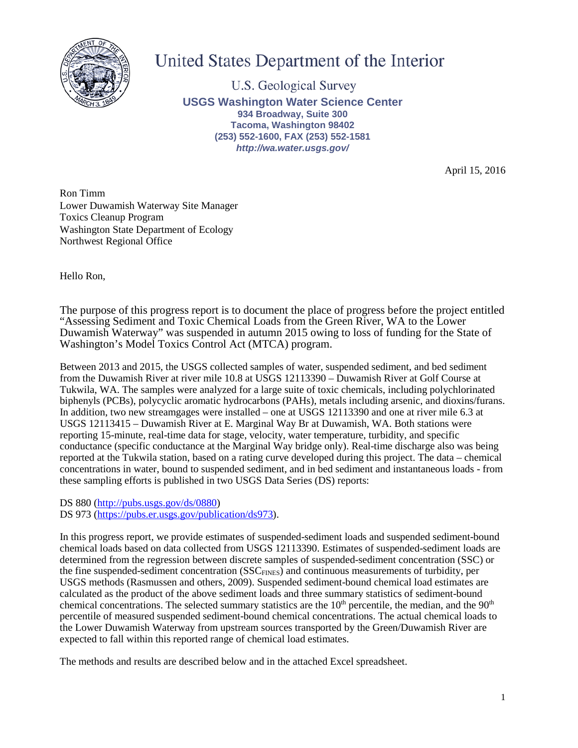# United States Department of the Interior

U.S. Geological Survey

**USGS Washington Water Science Center**
**934 Broadway, Suite 300**
**Tacoma, Washington 98402**
**(253) 552-1600, FAX (253) 552-1581**
***http://wa.water.usgs.gov/***

April 15, 2016

Ron Timm
Lower Duwamish Waterway Site Manager
Toxics Cleanup Program
Washington State Department of Ecology
Northwest Regional Office

Hello Ron,

The purpose of this progress report is to document the place of progress before the project entitled "Assessing Sediment and Toxic Chemical Loads from the Green River, WA to the Lower Duwamish Waterway" was suspended in autumn 2015 owing to loss of funding for the State of Washington's Model Toxics Control Act (MTCA) program.

Between 2013 and 2015, the USGS collected samples of water, suspended sediment, and bed sediment from the Duwamish River at river mile 10.8 at USGS 12113390 – Duwamish River at Golf Course at Tukwila, WA. The samples were analyzed for a large suite of toxic chemicals, including polychlorinated biphenyls (PCBs), polycyclic aromatic hydrocarbons (PAHs), metals including arsenic, and dioxins/furans. In addition, two new streamgages were installed – one at USGS 12113390 and one at river mile 6.3 at USGS 12113415 – Duwamish River at E. Marginal Way Br at Duwamish, WA. Both stations were reporting 15-minute, real-time data for stage, velocity, water temperature, turbidity, and specific conductance (specific conductance at the Marginal Way bridge only). Real-time discharge also was being reported at the Tukwila station, based on a rating curve developed during this project. The data – chemical concentrations in water, bound to suspended sediment, and in bed sediment and instantaneous loads - from these sampling efforts is published in two USGS Data Series (DS) reports:

DS 880 (http://pubs.usgs.gov/ds/0880)
DS 973 (https://pubs.er.usgs.gov/publication/ds973).

In this progress report, we provide estimates of suspended-sediment loads and suspended sediment-bound chemical loads based on data collected from USGS 12113390. Estimates of suspended-sediment loads are determined from the regression between discrete samples of suspended-sediment concentration (SSC) or the fine suspended-sediment concentration ($SSC_{FINES}$) and continuous measurements of turbidity, per USGS methods (Rasmussen and others, 2009). Suspended sediment-bound chemical load estimates are calculated as the product of the above sediment loads and three summary statistics of sediment-bound chemical concentrations. The selected summary statistics are the 10$^{th}$ percentile, the median, and the 90$^{th}$ percentile of measured suspended sediment-bound chemical concentrations. The actual chemical loads to the Lower Duwamish Waterway from upstream sources transported by the Green/Duwamish River are expected to fall within this reported range of chemical load estimates.

The methods and results are described below and in the attached Excel spreadsheet.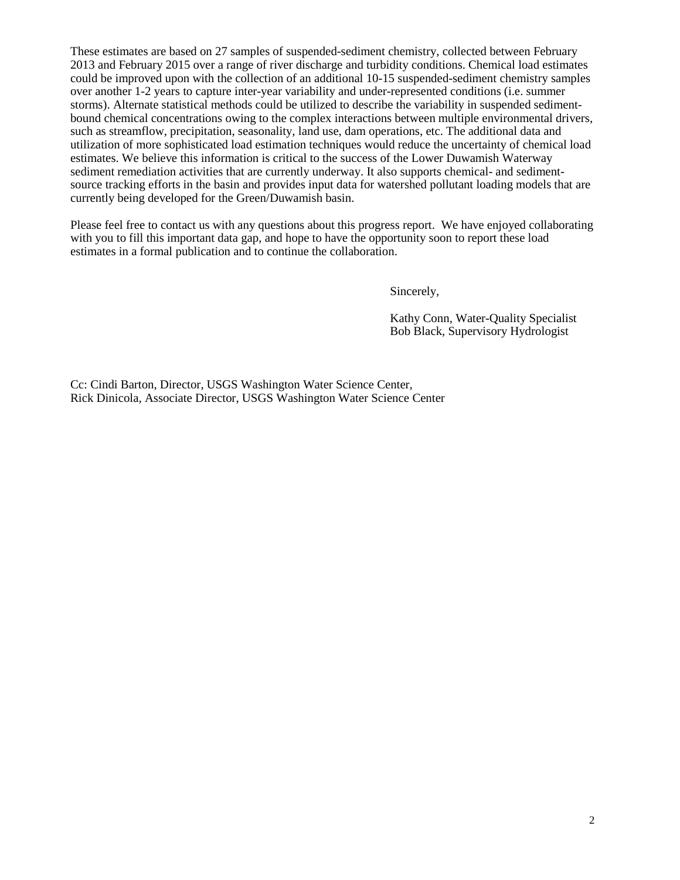These estimates are based on 27 samples of suspended-sediment chemistry, collected between February 2013 and February 2015 over a range of river discharge and turbidity conditions. Chemical load estimates could be improved upon with the collection of an additional 10-15 suspended-sediment chemistry samples over another 1-2 years to capture inter-year variability and under-represented conditions (i.e. summer storms). Alternate statistical methods could be utilized to describe the variability in suspended sediment-bound chemical concentrations owing to the complex interactions between multiple environmental drivers, such as streamflow, precipitation, seasonality, land use, dam operations, etc. The additional data and utilization of more sophisticated load estimation techniques would reduce the uncertainty of chemical load estimates. We believe this information is critical to the success of the Lower Duwamish Waterway sediment remediation activities that are currently underway. It also supports chemical- and sediment-source tracking efforts in the basin and provides input data for watershed pollutant loading models that are currently being developed for the Green/Duwamish basin.

Please feel free to contact us with any questions about this progress report. We have enjoyed collaborating with you to fill this important data gap, and hope to have the opportunity soon to report these load estimates in a formal publication and to continue the collaboration.

Sincerely,

Kathy Conn, Water-Quality Specialist
Bob Black, Supervisory Hydrologist

Cc: Cindi Barton, Director, USGS Washington Water Science Center,
Rick Dinicola, Associate Director, USGS Washington Water Science Center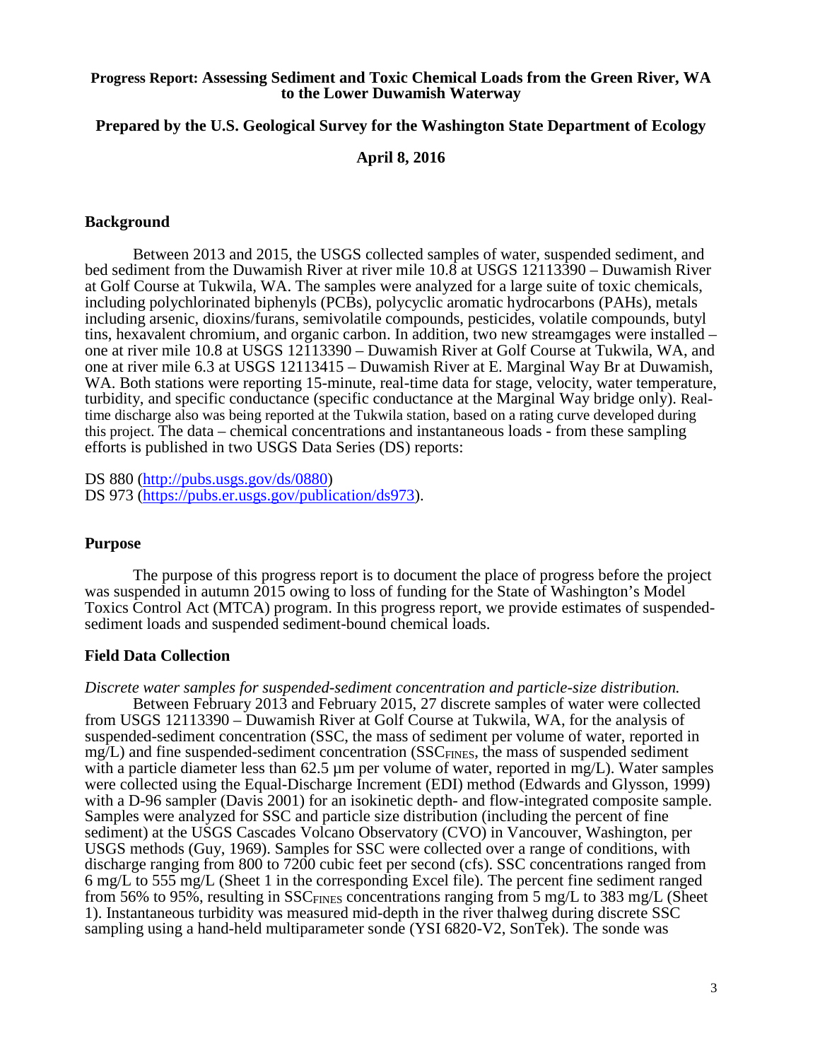**Progress Report: Assessing Sediment and Toxic Chemical Loads from the Green River, WA to the Lower Duwamish Waterway**

**Prepared by the U.S. Geological Survey for the Washington State Department of Ecology**

**April 8, 2016**

## Background

Between 2013 and 2015, the USGS collected samples of water, suspended sediment, and bed sediment from the Duwamish River at river mile 10.8 at USGS 12113390 – Duwamish River at Golf Course at Tukwila, WA. The samples were analyzed for a large suite of toxic chemicals, including polychlorinated biphenyls (PCBs), polycyclic aromatic hydrocarbons (PAHs), metals including arsenic, dioxins/furans, semivolatile compounds, pesticides, volatile compounds, butyl tins, hexavalent chromium, and organic carbon. In addition, two new streamgages were installed – one at river mile 10.8 at USGS 12113390 – Duwamish River at Golf Course at Tukwila, WA, and one at river mile 6.3 at USGS 12113415 – Duwamish River at E. Marginal Way Br at Duwamish, WA. Both stations were reporting 15-minute, real-time data for stage, velocity, water temperature, turbidity, and specific conductance (specific conductance at the Marginal Way bridge only). Real-time discharge also was being reported at the Tukwila station, based on a rating curve developed during this project. The data – chemical concentrations and instantaneous loads - from these sampling efforts is published in two USGS Data Series (DS) reports:

DS 880 (http://pubs.usgs.gov/ds/0880)
DS 973 (https://pubs.er.usgs.gov/publication/ds973).

## Purpose

The purpose of this progress report is to document the place of progress before the project was suspended in autumn 2015 owing to loss of funding for the State of Washington's Model Toxics Control Act (MTCA) program. In this progress report, we provide estimates of suspended-sediment loads and suspended sediment-bound chemical loads.

## Field Data Collection

*Discrete water samples for suspended-sediment concentration and particle-size distribution.*

Between February 2013 and February 2015, 27 discrete samples of water were collected from USGS 12113390 – Duwamish River at Golf Course at Tukwila, WA, for the analysis of suspended-sediment concentration (SSC, the mass of sediment per volume of water, reported in mg/L) and fine suspended-sediment concentration ($SSC_{FINES}$, the mass of suspended sediment with a particle diameter less than 62.5 µm per volume of water, reported in mg/L). Water samples were collected using the Equal-Discharge Increment (EDI) method (Edwards and Glysson, 1999) with a D-96 sampler (Davis 2001) for an isokinetic depth- and flow-integrated composite sample. Samples were analyzed for SSC and particle size distribution (including the percent of fine sediment) at the USGS Cascades Volcano Observatory (CVO) in Vancouver, Washington, per USGS methods (Guy, 1969). Samples for SSC were collected over a range of conditions, with discharge ranging from 800 to 7200 cubic feet per second (cfs). SSC concentrations ranged from 6 mg/L to 555 mg/L (Sheet 1 in the corresponding Excel file). The percent fine sediment ranged from 56% to 95%, resulting in $SSC_{FINES}$ concentrations ranging from 5 mg/L to 383 mg/L (Sheet 1). Instantaneous turbidity was measured mid-depth in the river thalweg during discrete SSC sampling using a hand-held multiparameter sonde (YSI 6820-V2, SonTek). The sonde was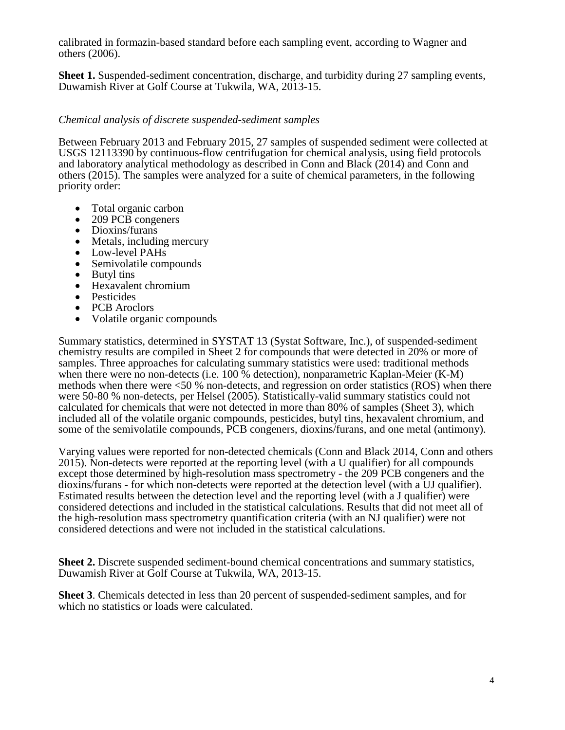calibrated in formazin-based standard before each sampling event, according to Wagner and others (2006).

**Sheet 1.** Suspended-sediment concentration, discharge, and turbidity during 27 sampling events, Duwamish River at Golf Course at Tukwila, WA, 2013-15.

*Chemical analysis of discrete suspended-sediment samples*

Between February 2013 and February 2015, 27 samples of suspended sediment were collected at USGS 12113390 by continuous-flow centrifugation for chemical analysis, using field protocols and laboratory analytical methodology as described in Conn and Black (2014) and Conn and others (2015). The samples were analyzed for a suite of chemical parameters, in the following priority order:

- Total organic carbon
- 209 PCB congeners
- Dioxins/furans
- Metals, including mercury
- Low-level PAHs
- Semivolatile compounds
- Butyl tins
- Hexavalent chromium
- Pesticides
- PCB Aroclors
- Volatile organic compounds

Summary statistics, determined in SYSTAT 13 (Systat Software, Inc.), of suspended-sediment chemistry results are compiled in Sheet 2 for compounds that were detected in 20% or more of samples. Three approaches for calculating summary statistics were used: traditional methods when there were no non-detects (i.e. 100 % detection), nonparametric Kaplan-Meier (K-M) methods when there were <50 % non-detects, and regression on order statistics (ROS) when there were 50-80 % non-detects, per Helsel (2005). Statistically-valid summary statistics could not calculated for chemicals that were not detected in more than 80% of samples (Sheet 3), which included all of the volatile organic compounds, pesticides, butyl tins, hexavalent chromium, and some of the semivolatile compounds, PCB congeners, dioxins/furans, and one metal (antimony).

Varying values were reported for non-detected chemicals (Conn and Black 2014, Conn and others 2015). Non-detects were reported at the reporting level (with a U qualifier) for all compounds except those determined by high-resolution mass spectrometry - the 209 PCB congeners and the dioxins/furans - for which non-detects were reported at the detection level (with a UJ qualifier). Estimated results between the detection level and the reporting level (with a J qualifier) were considered detections and included in the statistical calculations. Results that did not meet all of the high-resolution mass spectrometry quantification criteria (with an NJ qualifier) were not considered detections and were not included in the statistical calculations.

**Sheet 2.** Discrete suspended sediment-bound chemical concentrations and summary statistics, Duwamish River at Golf Course at Tukwila, WA, 2013-15.

**Sheet 3**. Chemicals detected in less than 20 percent of suspended-sediment samples, and for which no statistics or loads were calculated.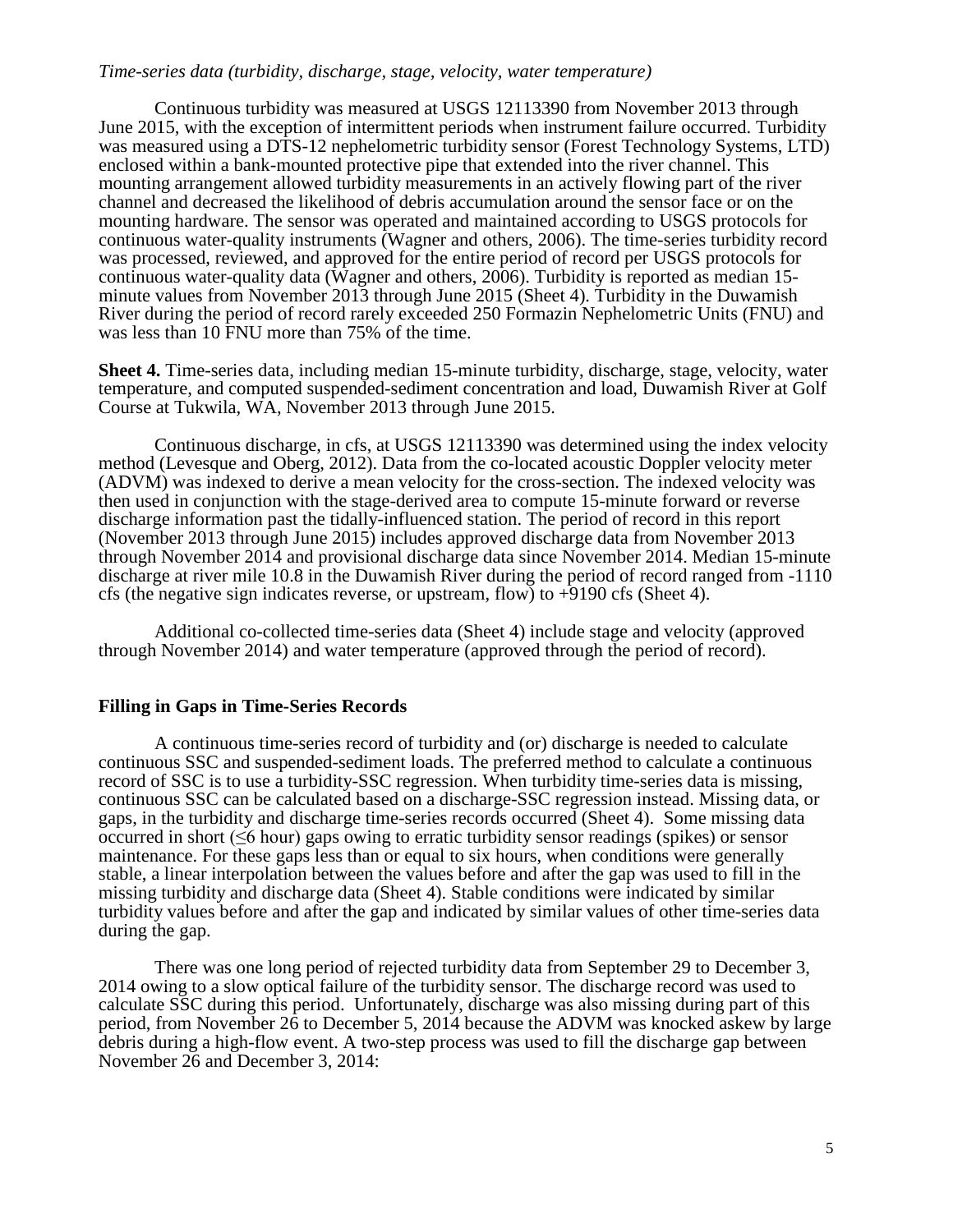*Time-series data (turbidity, discharge, stage, velocity, water temperature)*

Continuous turbidity was measured at USGS 12113390 from November 2013 through June 2015, with the exception of intermittent periods when instrument failure occurred. Turbidity was measured using a DTS-12 nephelometric turbidity sensor (Forest Technology Systems, LTD) enclosed within a bank-mounted protective pipe that extended into the river channel. This mounting arrangement allowed turbidity measurements in an actively flowing part of the river channel and decreased the likelihood of debris accumulation around the sensor face or on the mounting hardware. The sensor was operated and maintained according to USGS protocols for continuous water-quality instruments (Wagner and others, 2006). The time-series turbidity record was processed, reviewed, and approved for the entire period of record per USGS protocols for continuous water-quality data (Wagner and others, 2006). Turbidity is reported as median 15-minute values from November 2013 through June 2015 (Sheet 4). Turbidity in the Duwamish River during the period of record rarely exceeded 250 Formazin Nephelometric Units (FNU) and was less than 10 FNU more than 75% of the time.

**Sheet 4.** Time-series data, including median 15-minute turbidity, discharge, stage, velocity, water temperature, and computed suspended-sediment concentration and load, Duwamish River at Golf Course at Tukwila, WA, November 2013 through June 2015.

Continuous discharge, in cfs, at USGS 12113390 was determined using the index velocity method (Levesque and Oberg, 2012). Data from the co-located acoustic Doppler velocity meter (ADVM) was indexed to derive a mean velocity for the cross-section. The indexed velocity was then used in conjunction with the stage-derived area to compute 15-minute forward or reverse discharge information past the tidally-influenced station. The period of record in this report (November 2013 through June 2015) includes approved discharge data from November 2013 through November 2014 and provisional discharge data since November 2014. Median 15-minute discharge at river mile 10.8 in the Duwamish River during the period of record ranged from -1110 cfs (the negative sign indicates reverse, or upstream, flow) to +9190 cfs (Sheet 4).

Additional co-collected time-series data (Sheet 4) include stage and velocity (approved through November 2014) and water temperature (approved through the period of record).

## Filling in Gaps in Time-Series Records

A continuous time-series record of turbidity and (or) discharge is needed to calculate continuous SSC and suspended-sediment loads. The preferred method to calculate a continuous record of SSC is to use a turbidity-SSC regression. When turbidity time-series data is missing, continuous SSC can be calculated based on a discharge-SSC regression instead. Missing data, or gaps, in the turbidity and discharge time-series records occurred (Sheet 4). Some missing data occurred in short (≤6 hour) gaps owing to erratic turbidity sensor readings (spikes) or sensor maintenance. For these gaps less than or equal to six hours, when conditions were generally stable, a linear interpolation between the values before and after the gap was used to fill in the missing turbidity and discharge data (Sheet 4). Stable conditions were indicated by similar turbidity values before and after the gap and indicated by similar values of other time-series data during the gap.

There was one long period of rejected turbidity data from September 29 to December 3, 2014 owing to a slow optical failure of the turbidity sensor. The discharge record was used to calculate SSC during this period. Unfortunately, discharge was also missing during part of this period, from November 26 to December 5, 2014 because the ADVM was knocked askew by large debris during a high-flow event. A two-step process was used to fill the discharge gap between November 26 and December 3, 2014: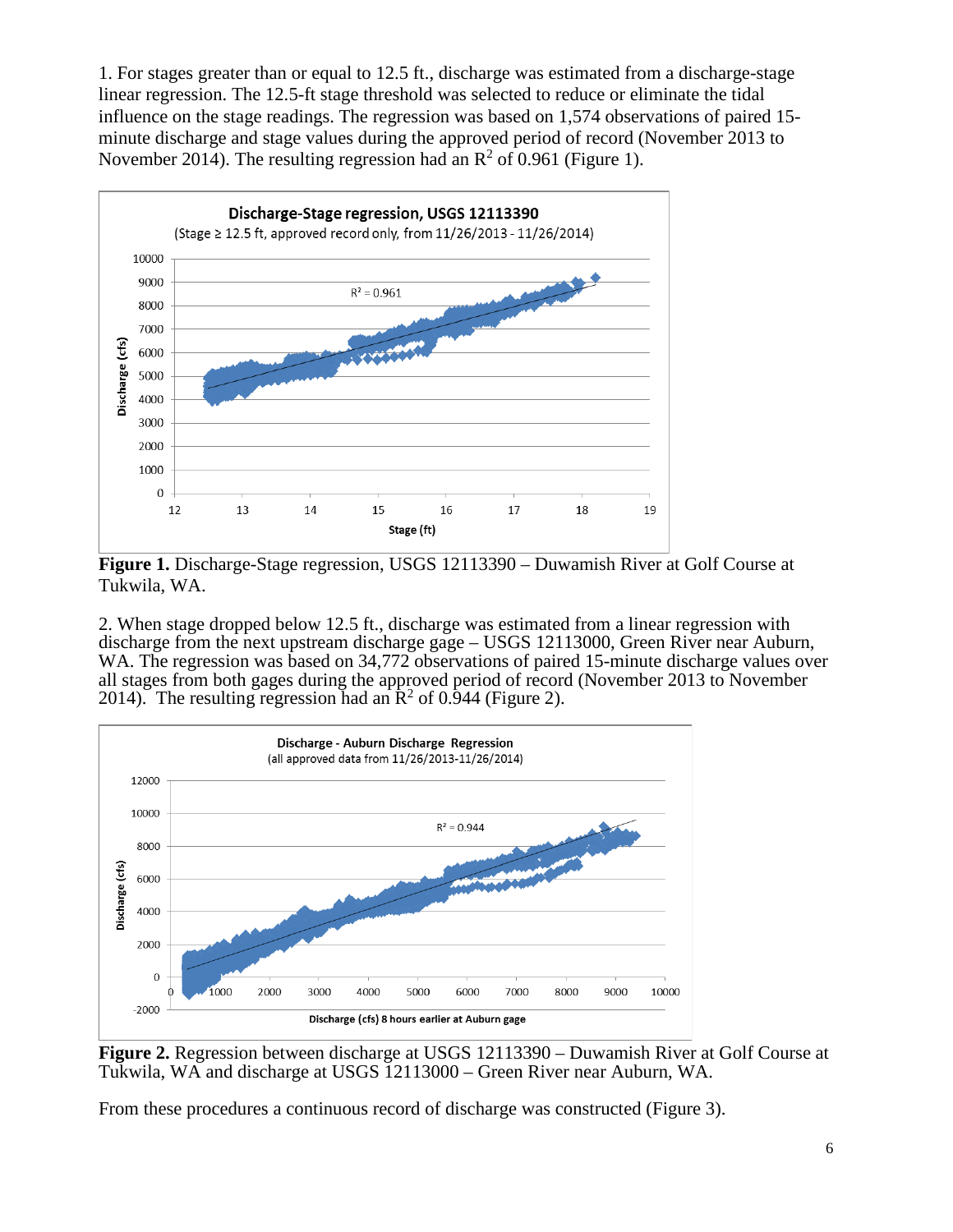1. For stages greater than or equal to 12.5 ft., discharge was estimated from a discharge-stage linear regression. The 12.5-ft stage threshold was selected to reduce or eliminate the tidal influence on the stage readings. The regression was based on 1,574 observations of paired 15-minute discharge and stage values during the approved period of record (November 2013 to November 2014). The resulting regression had an $R^2$ of 0.961 (Figure 1).

**Figure 1.** Discharge-Stage regression, USGS 12113390 – Duwamish River at Golf Course at Tukwila, WA.

2. When stage dropped below 12.5 ft., discharge was estimated from a linear regression with discharge from the next upstream discharge gage – USGS 12113000, Green River near Auburn, WA. The regression was based on 34,772 observations of paired 15-minute discharge values over all stages from both gages during the approved period of record (November 2013 to November 2014). The resulting regression had an $R^2$ of 0.944 (Figure 2).

**Figure 2.** Regression between discharge at USGS 12113390 – Duwamish River at Golf Course at Tukwila, WA and discharge at USGS 12113000 – Green River near Auburn, WA.

From these procedures a continuous record of discharge was constructed (Figure 3).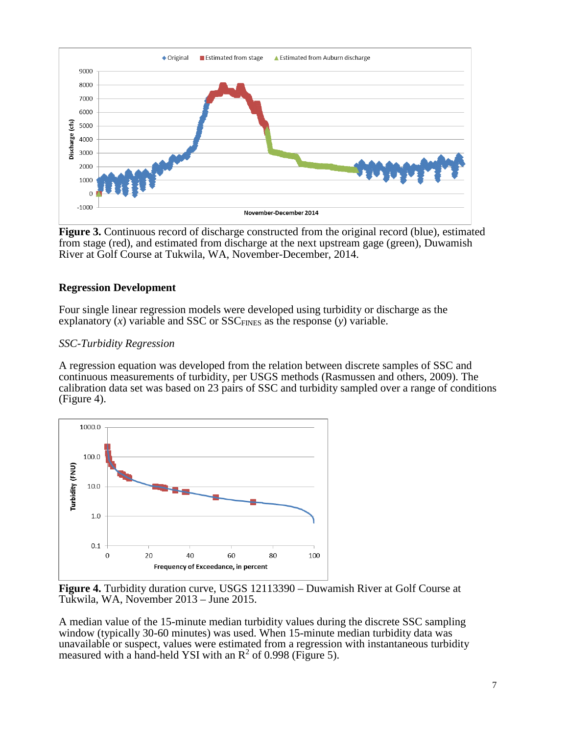**Figure 3.** Continuous record of discharge constructed from the original record (blue), estimated from stage (red), and estimated from discharge at the next upstream gage (green), Duwamish River at Golf Course at Tukwila, WA, November-December, 2014.

## Regression Development

Four single linear regression models were developed using turbidity or discharge as the explanatory ($x$) variable and SSC or $SSC_{FINES}$ as the response ($y$) variable.

### *SSC-Turbidity Regression*

A regression equation was developed from the relation between discrete samples of SSC and continuous measurements of turbidity, per USGS methods (Rasmussen and others, 2009). The calibration data set was based on 23 pairs of SSC and turbidity sampled over a range of conditions (Figure 4).

**Figure 4.** Turbidity duration curve, USGS 12113390 – Duwamish River at Golf Course at Tukwila, WA, November 2013 – June 2015.

A median value of the 15-minute median turbidity values during the discrete SSC sampling window (typically 30-60 minutes) was used. When 15-minute median turbidity data was unavailable or suspect, values were estimated from a regression with instantaneous turbidity measured with a hand-held YSI with an $R^2$ of 0.998 (Figure 5).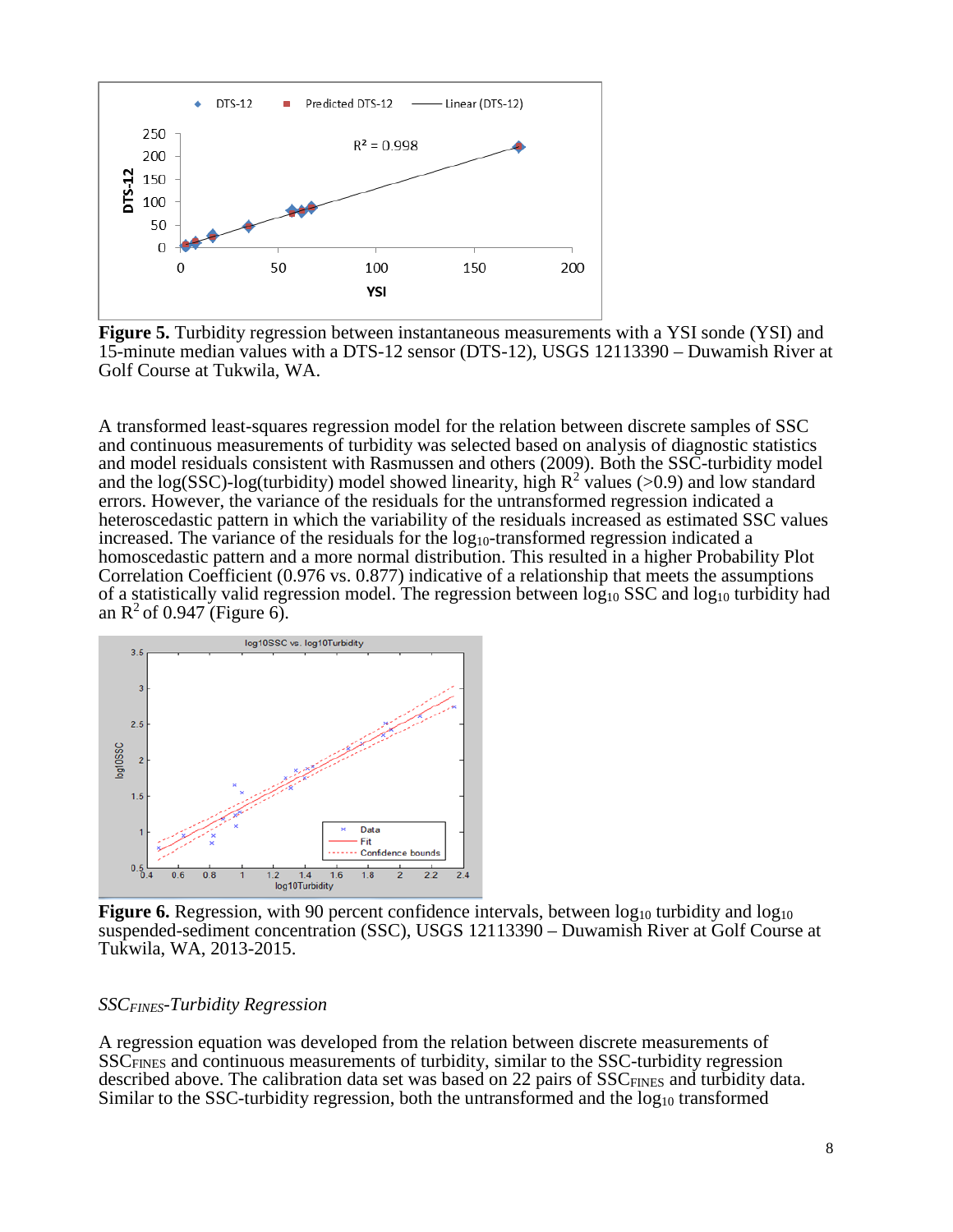**Figure 5.** Turbidity regression between instantaneous measurements with a YSI sonde (YSI) and 15-minute median values with a DTS-12 sensor (DTS-12), USGS 12113390 – Duwamish River at Golf Course at Tukwila, WA.

A transformed least-squares regression model for the relation between discrete samples of SSC and continuous measurements of turbidity was selected based on analysis of diagnostic statistics and model residuals consistent with Rasmussen and others (2009). Both the SSC-turbidity model and the log(SSC)-log(turbidity) model showed linearity, high $R^2$ values (>0.9) and low standard errors. However, the variance of the residuals for the untransformed regression indicated a heteroscedastic pattern in which the variability of the residuals increased as estimated SSC values increased. The variance of the residuals for the $\log_{10}$-transformed regression indicated a homoscedastic pattern and a more normal distribution. This resulted in a higher Probability Plot Correlation Coefficient (0.976 vs. 0.877) indicative of a relationship that meets the assumptions of a statistically valid regression model. The regression between $\log_{10}$ SSC and $\log_{10}$ turbidity had an $R^2$ of 0.947 (Figure 6).

**Figure 6.** Regression, with 90 percent confidence intervals, between $\log_{10}$ turbidity and $\log_{10}$ suspended-sediment concentration (SSC), USGS 12113390 – Duwamish River at Golf Course at Tukwila, WA, 2013-2015.

### *$SSC_{FINES}$-Turbidity Regression*

A regression equation was developed from the relation between discrete measurements of $SSC_{FINES}$ and continuous measurements of turbidity, similar to the SSC-turbidity regression described above. The calibration data set was based on 22 pairs of $SSC_{FINES}$ and turbidity data. Similar to the SSC-turbidity regression, both the untransformed and the $\log_{10}$ transformed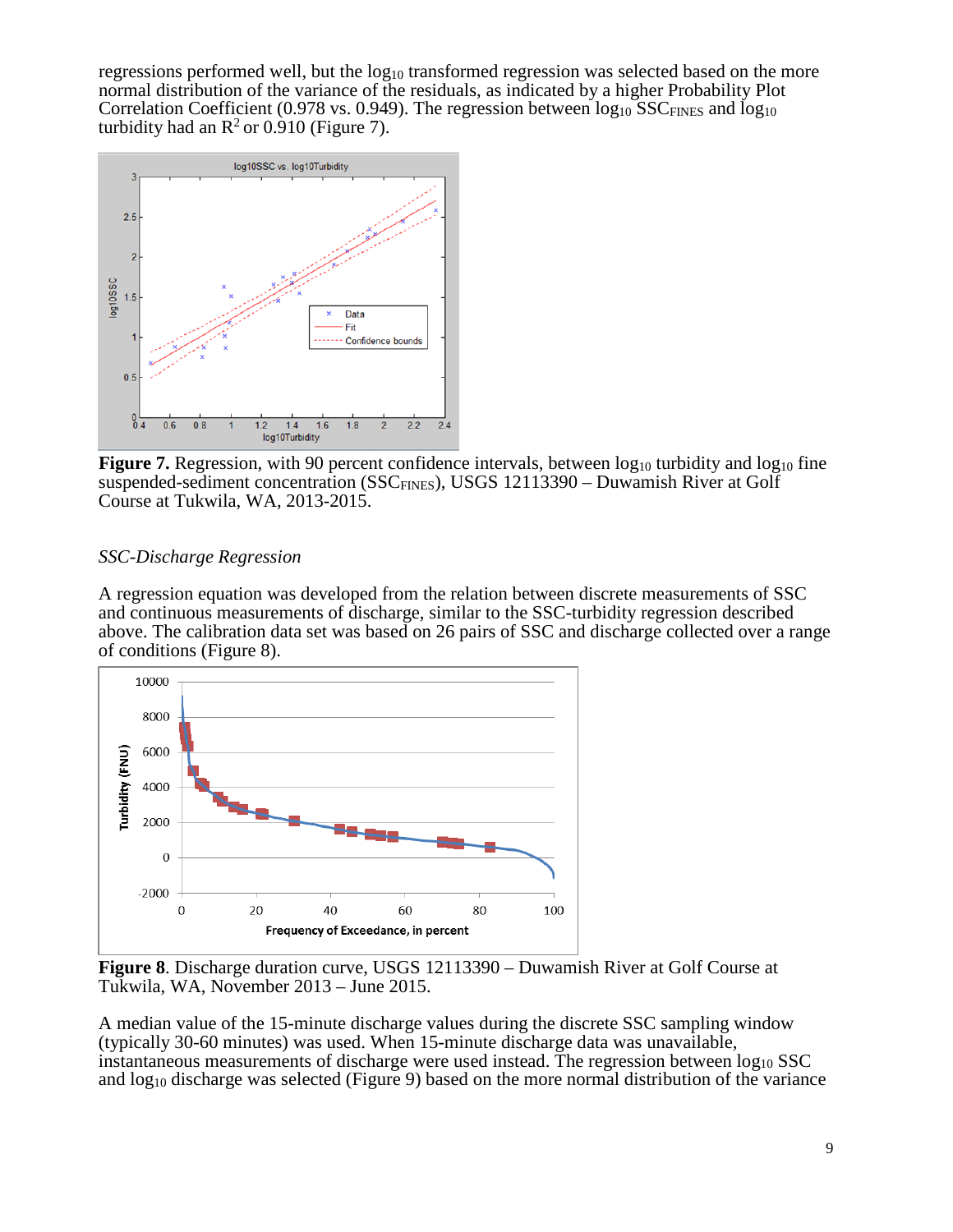regressions performed well, but the $\log_{10}$ transformed regression was selected based on the more normal distribution of the variance of the residuals, as indicated by a higher Probability Plot Correlation Coefficient (0.978 vs. 0.949). The regression between $\log_{10}$ $SSC_{FINES}$ and $\log_{10}$ turbidity had an $R^2$ or 0.910 (Figure 7).

**Figure 7.** Regression, with 90 percent confidence intervals, between $\log_{10}$ turbidity and $\log_{10}$ fine suspended-sediment concentration ($SSC_{FINES}$), USGS 12113390 – Duwamish River at Golf Course at Tukwila, WA, 2013-2015.

*SSC-Discharge Regression*

A regression equation was developed from the relation between discrete measurements of SSC and continuous measurements of discharge, similar to the SSC-turbidity regression described above. The calibration data set was based on 26 pairs of SSC and discharge collected over a range of conditions (Figure 8).

**Figure 8**. Discharge duration curve, USGS 12113390 – Duwamish River at Golf Course at Tukwila, WA, November 2013 – June 2015.

A median value of the 15-minute discharge values during the discrete SSC sampling window (typically 30-60 minutes) was used. When 15-minute discharge data was unavailable, instantaneous measurements of discharge were used instead. The regression between $\log_{10}$ SSC and $\log_{10}$ discharge was selected (Figure 9) based on the more normal distribution of the variance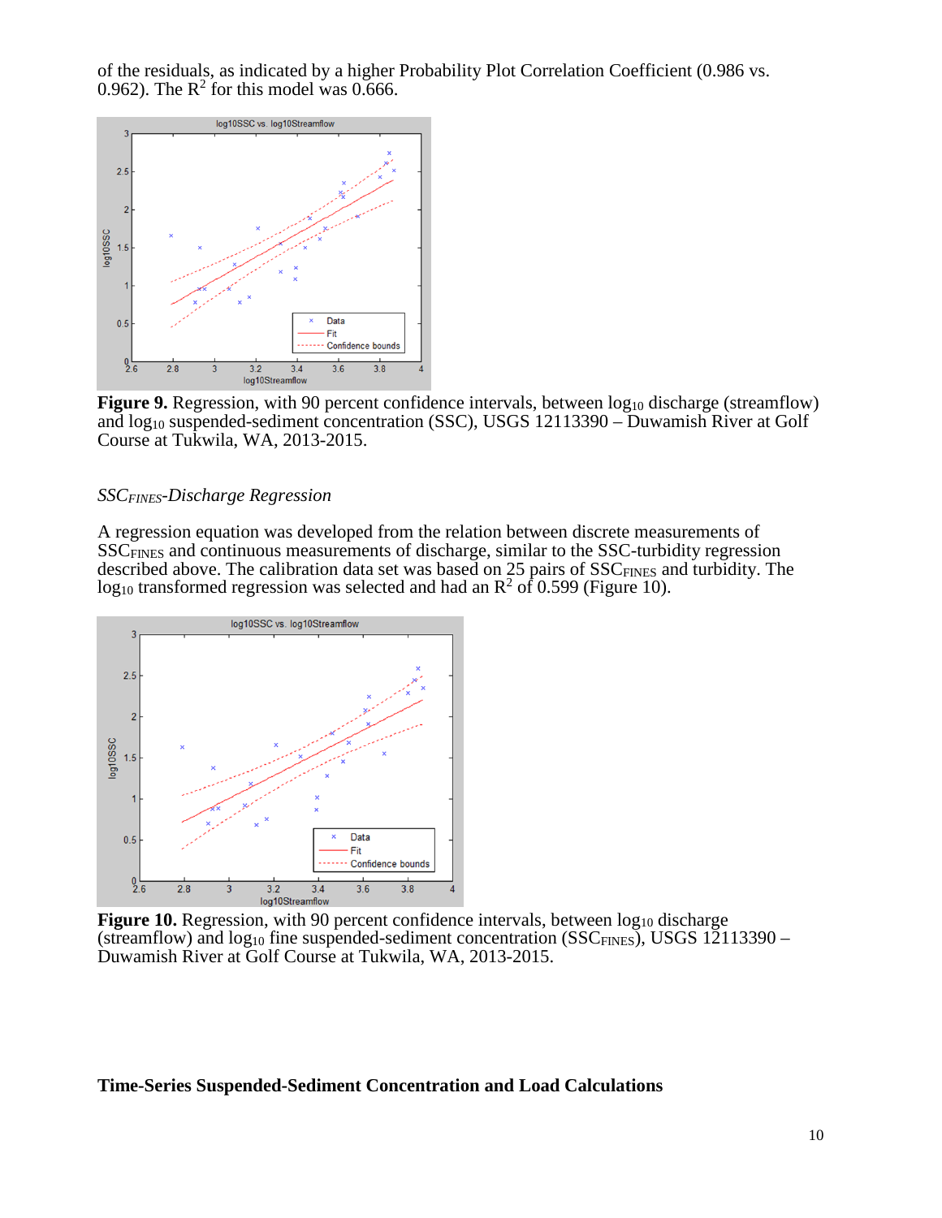of the residuals, as indicated by a higher Probability Plot Correlation Coefficient (0.986 vs. 0.962). The $R^2$ for this model was 0.666.

**Figure 9.** Regression, with 90 percent confidence intervals, between $\log_{10}$ discharge (streamflow) and $\log_{10}$ suspended-sediment concentration (SSC), USGS 12113390 – Duwamish River at Golf Course at Tukwila, WA, 2013-2015.

### *$SSC_{FINES}$-Discharge Regression*

A regression equation was developed from the relation between discrete measurements of $SSC_{FINES}$ and continuous measurements of discharge, similar to the SSC-turbidity regression described above. The calibration data set was based on 25 pairs of $SSC_{FINES}$ and turbidity. The $\log_{10}$ transformed regression was selected and had an $R^2$ of 0.599 (Figure 10).

**Figure 10.** Regression, with 90 percent confidence intervals, between $\log_{10}$ discharge (streamflow) and $\log_{10}$ fine suspended-sediment concentration ($SSC_{FINES}$), USGS 12113390 – Duwamish River at Golf Course at Tukwila, WA, 2013-2015.

## Time-Series Suspended-Sediment Concentration and Load Calculations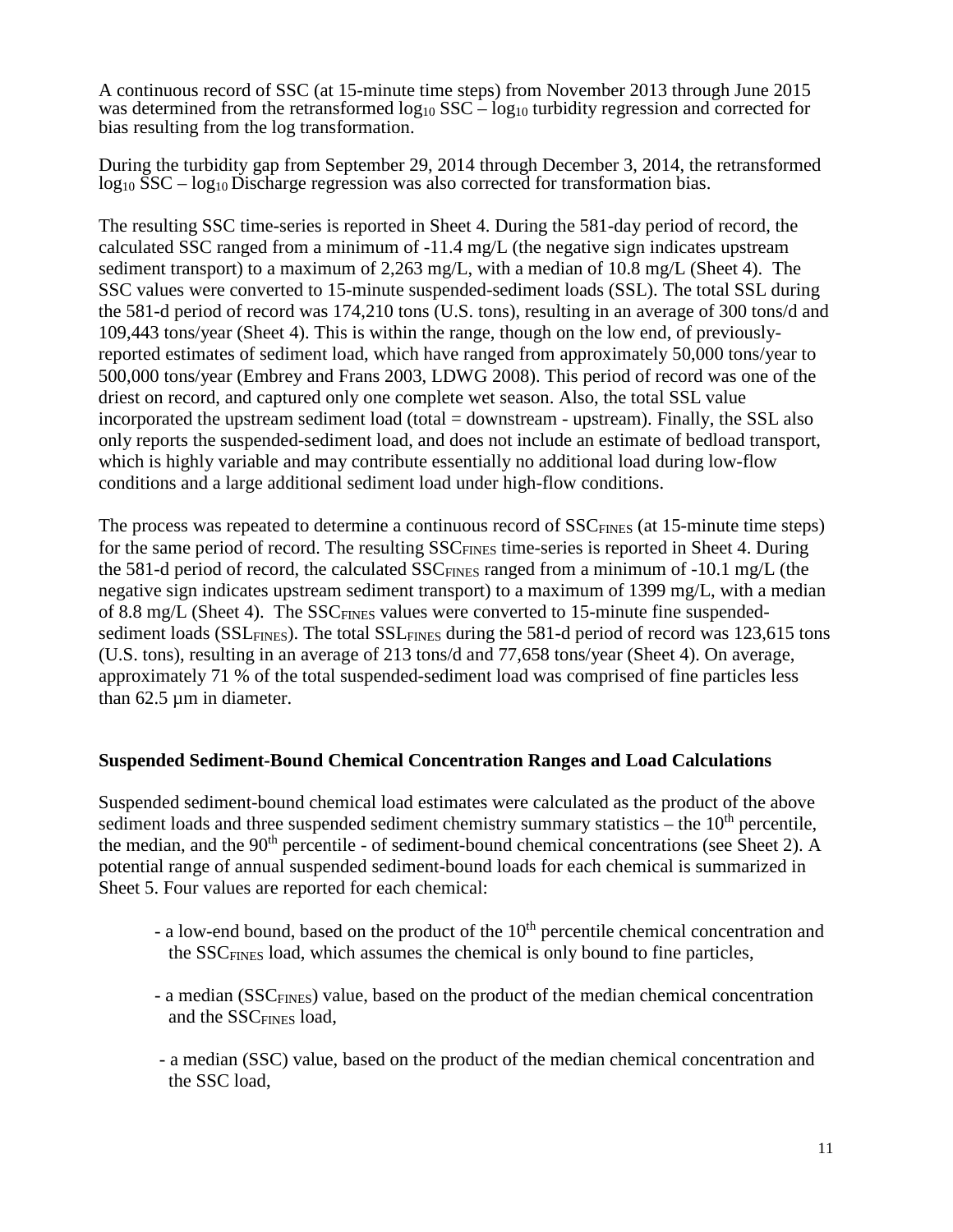A continuous record of SSC (at 15-minute time steps) from November 2013 through June 2015 was determined from the retransformed $\log_{10}$ SSC – $\log_{10}$ turbidity regression and corrected for bias resulting from the log transformation.

During the turbidity gap from September 29, 2014 through December 3, 2014, the retransformed $\log_{10}$ SSC – $\log_{10}$ Discharge regression was also corrected for transformation bias.

The resulting SSC time-series is reported in Sheet 4. During the 581-day period of record, the calculated SSC ranged from a minimum of -11.4 mg/L (the negative sign indicates upstream sediment transport) to a maximum of 2,263 mg/L, with a median of 10.8 mg/L (Sheet 4). The SSC values were converted to 15-minute suspended-sediment loads (SSL). The total SSL during the 581-d period of record was 174,210 tons (U.S. tons), resulting in an average of 300 tons/d and 109,443 tons/year (Sheet 4). This is within the range, though on the low end, of previously-reported estimates of sediment load, which have ranged from approximately 50,000 tons/year to 500,000 tons/year (Embrey and Frans 2003, LDWG 2008). This period of record was one of the driest on record, and captured only one complete wet season. Also, the total SSL value incorporated the upstream sediment load (total = downstream - upstream). Finally, the SSL also only reports the suspended-sediment load, and does not include an estimate of bedload transport, which is highly variable and may contribute essentially no additional load during low-flow conditions and a large additional sediment load under high-flow conditions.

The process was repeated to determine a continuous record of $SSC_{FINES}$ (at 15-minute time steps) for the same period of record. The resulting $SSC_{FINES}$ time-series is reported in Sheet 4. During the 581-d period of record, the calculated $SSC_{FINES}$ ranged from a minimum of -10.1 mg/L (the negative sign indicates upstream sediment transport) to a maximum of 1399 mg/L, with a median of 8.8 mg/L (Sheet 4). The $SSC_{FINES}$ values were converted to 15-minute fine suspended-sediment loads ($SSL_{FINES}$). The total $SSL_{FINES}$ during the 581-d period of record was 123,615 tons (U.S. tons), resulting in an average of 213 tons/d and 77,658 tons/year (Sheet 4). On average, approximately 71 % of the total suspended-sediment load was comprised of fine particles less than 62.5 µm in diameter.

## Suspended Sediment-Bound Chemical Concentration Ranges and Load Calculations

Suspended sediment-bound chemical load estimates were calculated as the product of the above sediment loads and three suspended sediment chemistry summary statistics – the $10^{th}$ percentile, the median, and the $90^{th}$ percentile - of sediment-bound chemical concentrations (see Sheet 2). A potential range of annual suspended sediment-bound loads for each chemical is summarized in Sheet 5. Four values are reported for each chemical:

- a low-end bound, based on the product of the $10^{th}$ percentile chemical concentration and the $SSC_{FINES}$ load, which assumes the chemical is only bound to fine particles,
- a median ($SSC_{FINES}$) value, based on the product of the median chemical concentration and the $SSC_{FINES}$ load,
- a median (SSC) value, based on the product of the median chemical concentration and the SSC load,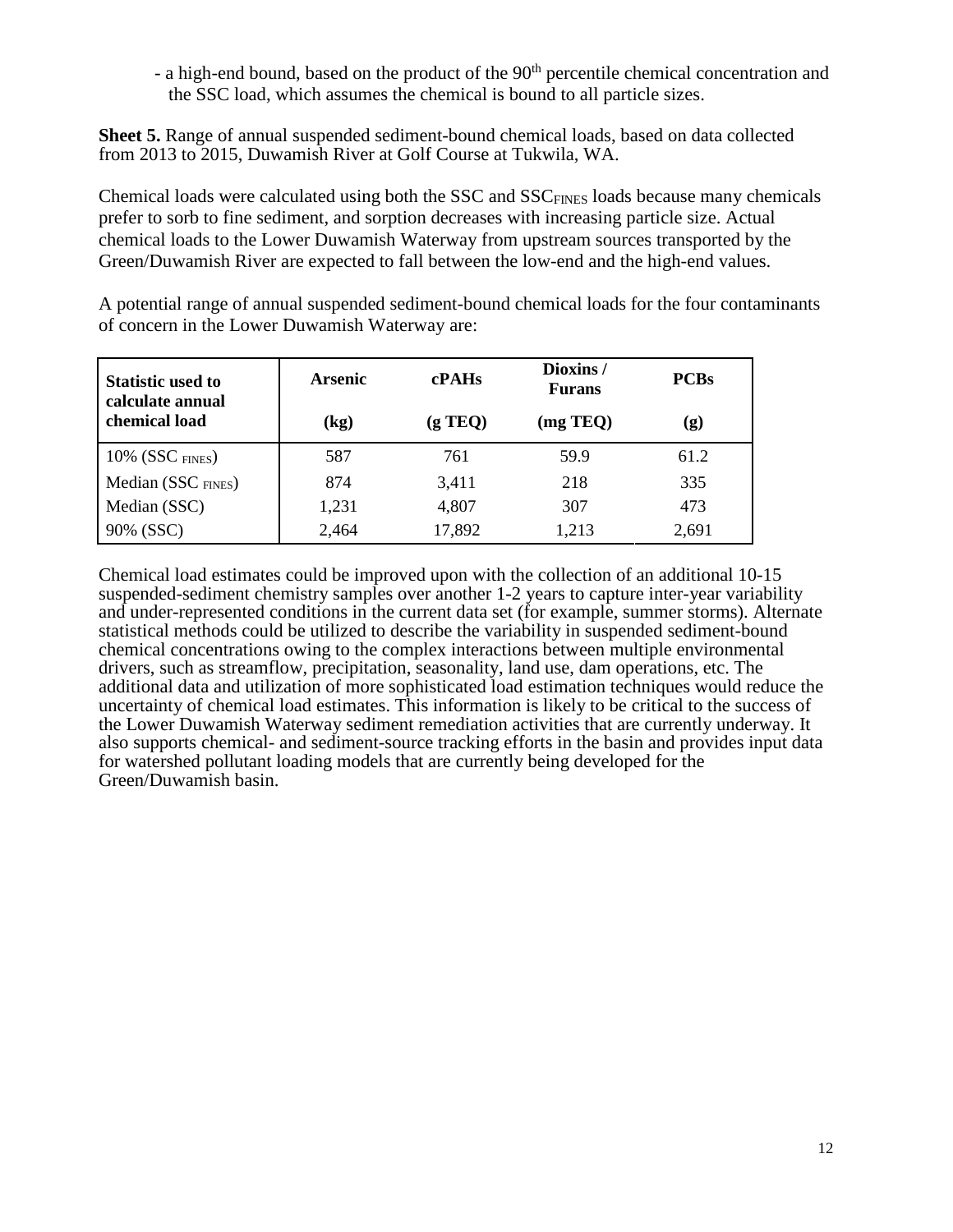- a high-end bound, based on the product of the 90th percentile chemical concentration and the SSC load, which assumes the chemical is bound to all particle sizes.

**Sheet 5.** Range of annual suspended sediment-bound chemical loads, based on data collected from 2013 to 2015, Duwamish River at Golf Course at Tukwila, WA.

Chemical loads were calculated using both the SSC and $SSC_{FINES}$ loads because many chemicals prefer to sorb to fine sediment, and sorption decreases with increasing particle size. Actual chemical loads to the Lower Duwamish Waterway from upstream sources transported by the Green/Duwamish River are expected to fall between the low-end and the high-end values.

A potential range of annual suspended sediment-bound chemical loads for the four contaminants of concern in the Lower Duwamish Waterway are:

| Statistic used to calculate annual chemical load | Arsenic (kg) | cPAHs (g TEQ) | Dioxins / Furans (mg TEQ) | PCBs (g) |
|---|---|---|---|---|
| 10% ($SSC_{FINES}$) | 587 | 761 | 59.9 | 61.2 |
| Median ($SSC_{FINES}$) | 874 | 3,411 | 218 | 335 |
| Median (SSC) | 1,231 | 4,807 | 307 | 473 |
| 90% (SSC) | 2,464 | 17,892 | 1,213 | 2,691 |

Chemical load estimates could be improved upon with the collection of an additional 10-15 suspended-sediment chemistry samples over another 1-2 years to capture inter-year variability and under-represented conditions in the current data set (for example, summer storms). Alternate statistical methods could be utilized to describe the variability in suspended sediment-bound chemical concentrations owing to the complex interactions between multiple environmental drivers, such as streamflow, precipitation, seasonality, land use, dam operations, etc. The additional data and utilization of more sophisticated load estimation techniques would reduce the uncertainty of chemical load estimates. This information is likely to be critical to the success of the Lower Duwamish Waterway sediment remediation activities that are currently underway. It also supports chemical- and sediment-source tracking efforts in the basin and provides input data for watershed pollutant loading models that are currently being developed for the Green/Duwamish basin.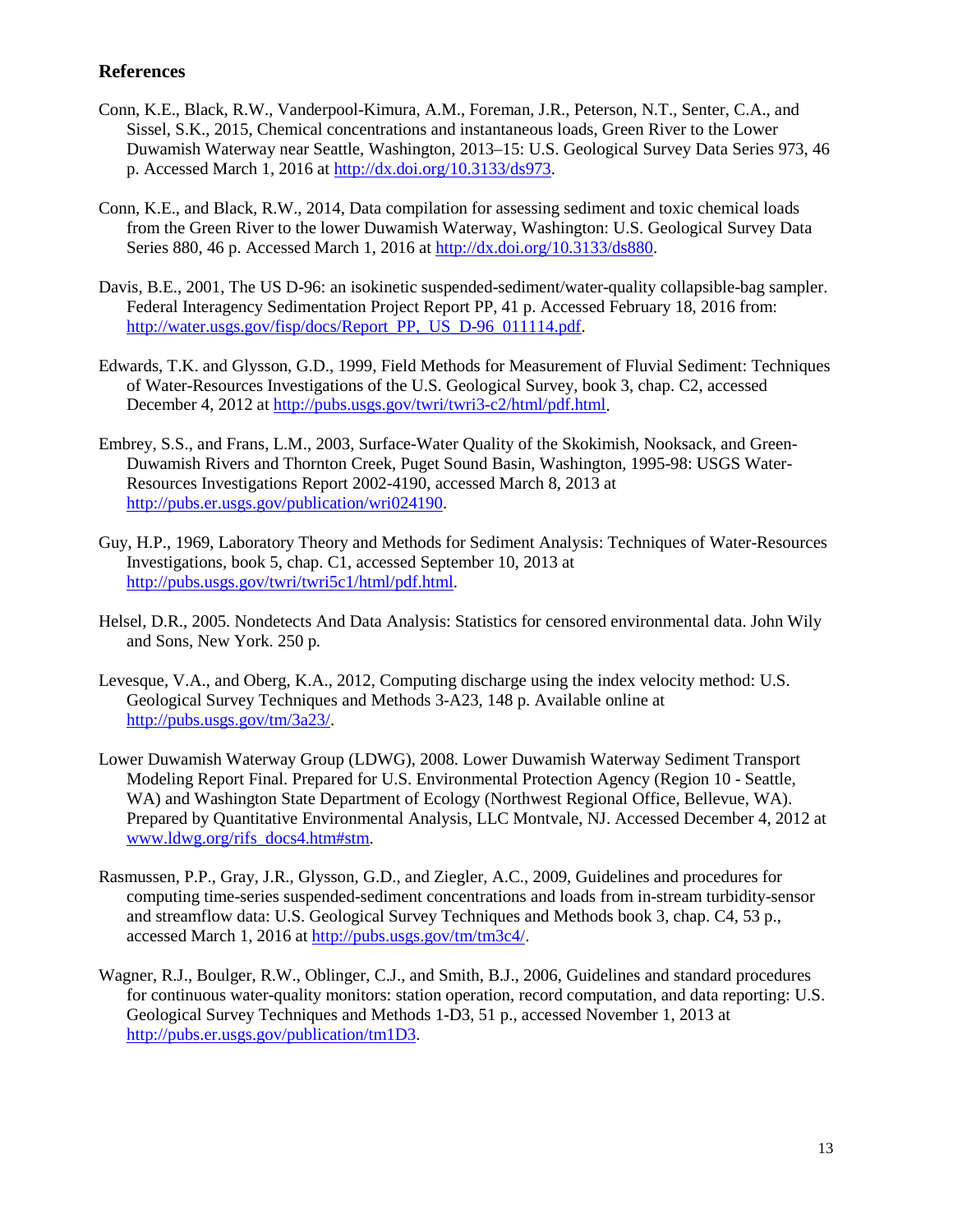## References

Conn, K.E., Black, R.W., Vanderpool-Kimura, A.M., Foreman, J.R., Peterson, N.T., Senter, C.A., and Sissel, S.K., 2015, Chemical concentrations and instantaneous loads, Green River to the Lower Duwamish Waterway near Seattle, Washington, 2013–15: U.S. Geological Survey Data Series 973, 46 p. Accessed March 1, 2016 at http://dx.doi.org/10.3133/ds973.

Conn, K.E., and Black, R.W., 2014, Data compilation for assessing sediment and toxic chemical loads from the Green River to the lower Duwamish Waterway, Washington: U.S. Geological Survey Data Series 880, 46 p. Accessed March 1, 2016 at http://dx.doi.org/10.3133/ds880.

Davis, B.E., 2001, The US D-96: an isokinetic suspended-sediment/water-quality collapsible-bag sampler. Federal Interagency Sedimentation Project Report PP, 41 p. Accessed February 18, 2016 from: http://water.usgs.gov/fisp/docs/Report_PP,_US_D-96_011114.pdf.

Edwards, T.K. and Glysson, G.D., 1999, Field Methods for Measurement of Fluvial Sediment: Techniques of Water-Resources Investigations of the U.S. Geological Survey, book 3, chap. C2, accessed December 4, 2012 at http://pubs.usgs.gov/twri/twri3-c2/html/pdf.html.

Embrey, S.S., and Frans, L.M., 2003, Surface-Water Quality of the Skokimish, Nooksack, and Green-Duwamish Rivers and Thornton Creek, Puget Sound Basin, Washington, 1995-98: USGS Water-Resources Investigations Report 2002-4190, accessed March 8, 2013 at http://pubs.er.usgs.gov/publication/wri024190.

Guy, H.P., 1969, Laboratory Theory and Methods for Sediment Analysis: Techniques of Water-Resources Investigations, book 5, chap. C1, accessed September 10, 2013 at http://pubs.usgs.gov/twri/twri5c1/html/pdf.html.

Helsel, D.R., 2005. Nondetects And Data Analysis: Statistics for censored environmental data. John Wily and Sons, New York. 250 p.

Levesque, V.A., and Oberg, K.A., 2012, Computing discharge using the index velocity method: U.S. Geological Survey Techniques and Methods 3-A23, 148 p. Available online at http://pubs.usgs.gov/tm/3a23/.

Lower Duwamish Waterway Group (LDWG), 2008. Lower Duwamish Waterway Sediment Transport Modeling Report Final. Prepared for U.S. Environmental Protection Agency (Region 10 - Seattle, WA) and Washington State Department of Ecology (Northwest Regional Office, Bellevue, WA). Prepared by Quantitative Environmental Analysis, LLC Montvale, NJ. Accessed December 4, 2012 at www.ldwg.org/rifs_docs4.htm#stm.

Rasmussen, P.P., Gray, J.R., Glysson, G.D., and Ziegler, A.C., 2009, Guidelines and procedures for computing time-series suspended-sediment concentrations and loads from in-stream turbidity-sensor and streamflow data: U.S. Geological Survey Techniques and Methods book 3, chap. C4, 53 p., accessed March 1, 2016 at http://pubs.usgs.gov/tm/tm3c4/.

Wagner, R.J., Boulger, R.W., Oblinger, C.J., and Smith, B.J., 2006, Guidelines and standard procedures for continuous water-quality monitors: station operation, record computation, and data reporting: U.S. Geological Survey Techniques and Methods 1-D3, 51 p., accessed November 1, 2013 at http://pubs.er.usgs.gov/publication/tm1D3.